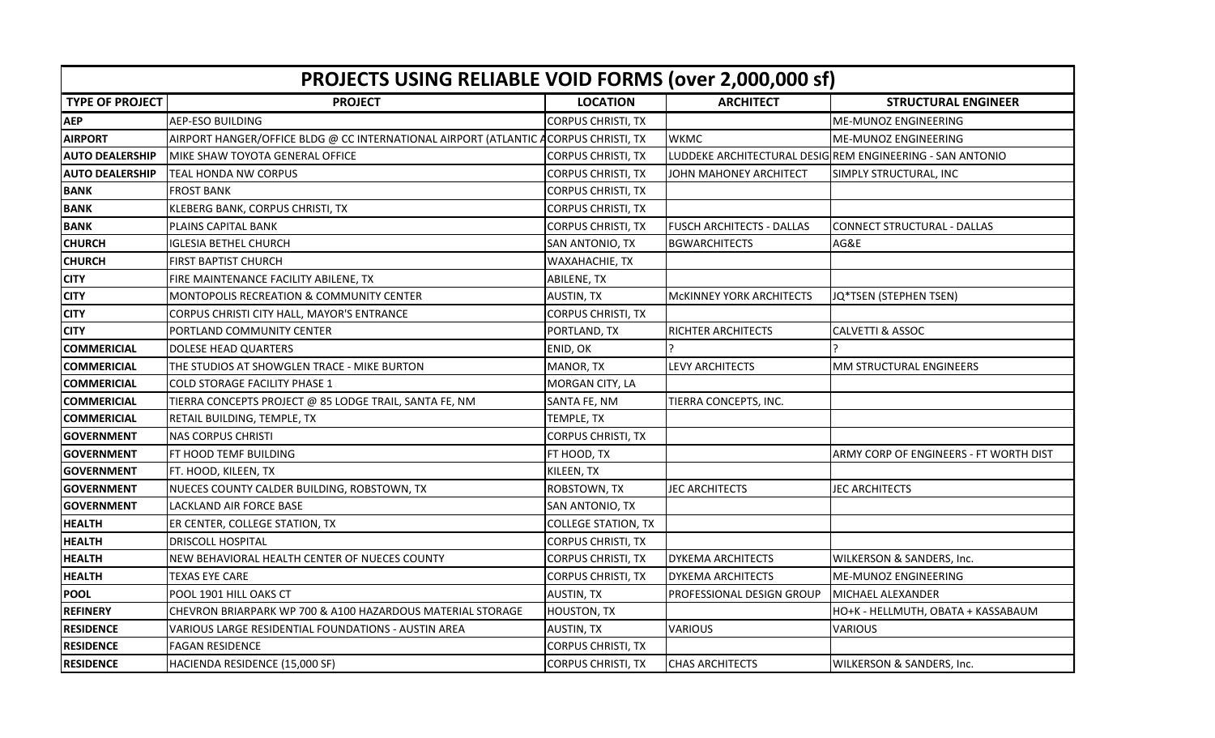# PROJECTS USING RELIABLE VOID FORMS (over 2,000,000 sf)

| TYPE OF PROJECT | PROJECT | LOCATION | ARCHITECT | STRUCTURAL ENGINEER |
|---|---|---|---|---|
| **AEP** | AEP-ESO BUILDING | CORPUS CHRISTI, TX | | ME-MUNOZ ENGINEERING |
| **AIRPORT** | AIRPORT HANGER/OFFICE BLDG @ CC INTERNATIONAL AIRPORT (ATLANTIC A | CORPUS CHRISTI, TX | WKMC | ME-MUNOZ ENGINEERING |
| **AUTO DEALERSHIP** | MIKE SHAW TOYOTA GENERAL OFFICE | CORPUS CHRISTI, TX | LUDDEKE ARCHITECTURAL DESIG | REM ENGINEERING - SAN ANTONIO |
| **AUTO DEALERSHIP** | TEAL HONDA NW CORPUS | CORPUS CHRISTI, TX | JOHN MAHONEY ARCHITECT | SIMPLY STRUCTURAL, INC |
| **BANK** | FROST BANK | CORPUS CHRISTI, TX | | |
| **BANK** | KLEBERG BANK, CORPUS CHRISTI, TX | CORPUS CHRISTI, TX | | |
| **BANK** | PLAINS CAPITAL BANK | CORPUS CHRISTI, TX | FUSCH ARCHITECTS - DALLAS | CONNECT STRUCTURAL - DALLAS |
| **CHURCH** | IGLESIA BETHEL CHURCH | SAN ANTONIO, TX | BGWARCHITECTS | AG&E |
| **CHURCH** | FIRST BAPTIST CHURCH | WAXAHACHIE, TX | | |
| **CITY** | FIRE MAINTENANCE FACILITY ABILENE, TX | ABILENE, TX | | |
| **CITY** | MONTOPOLIS RECREATION & COMMUNITY CENTER | AUSTIN, TX | McKINNEY YORK ARCHITECTS | JQ*TSEN (STEPHEN TSEN) |
| **CITY** | CORPUS CHRISTI CITY HALL, MAYOR'S ENTRANCE | CORPUS CHRISTI, TX | | |
| **CITY** | PORTLAND COMMUNITY CENTER | PORTLAND, TX | RICHTER ARCHITECTS | CALVETTI & ASSOC |
| **COMMERICIAL** | DOLESE HEAD QUARTERS | ENID, OK | ? | ? |
| **COMMERICIAL** | THE STUDIOS AT SHOWGLEN TRACE - MIKE BURTON | MANOR, TX | LEVY ARCHITECTS | MM STRUCTURAL ENGINEERS |
| **COMMERICIAL** | COLD STORAGE FACILITY PHASE 1 | MORGAN CITY, LA | | |
| **COMMERICIAL** | TIERRA CONCEPTS PROJECT @ 85 LODGE TRAIL, SANTA FE, NM | SANTA FE, NM | TIERRA CONCEPTS, INC. | |
| **COMMERICIAL** | RETAIL BUILDING, TEMPLE, TX | TEMPLE, TX | | |
| **GOVERNMENT** | NAS CORPUS CHRISTI | CORPUS CHRISTI, TX | | |
| **GOVERNMENT** | FT HOOD TEMF BUILDING | FT HOOD, TX | | ARMY CORP OF ENGINEERS - FT WORTH DIST |
| **GOVERNMENT** | FT. HOOD, KILEEN, TX | KILEEN, TX | | |
| **GOVERNMENT** | NUECES COUNTY CALDER BUILDING, ROBSTOWN, TX | ROBSTOWN, TX | JEC ARCHITECTS | JEC ARCHITECTS |
| **GOVERNMENT** | LACKLAND AIR FORCE BASE | SAN ANTONIO, TX | | |
| **HEALTH** | ER CENTER, COLLEGE STATION, TX | COLLEGE STATION, TX | | |
| **HEALTH** | DRISCOLL HOSPITAL | CORPUS CHRISTI, TX | | |
| **HEALTH** | NEW BEHAVIORAL HEALTH CENTER OF NUECES COUNTY | CORPUS CHRISTI, TX | DYKEMA ARCHITECTS | WILKERSON & SANDERS, Inc. |
| **HEALTH** | TEXAS EYE CARE | CORPUS CHRISTI, TX | DYKEMA ARCHITECTS | ME-MUNOZ ENGINEERING |
| **POOL** | POOL 1901 HILL OAKS CT | AUSTIN, TX | PROFESSIONAL DESIGN GROUP | MICHAEL ALEXANDER |
| **REFINERY** | CHEVRON BRIARPARK WP 700 & A100 HAZARDOUS MATERIAL STORAGE | HOUSTON, TX | | HO+K - HELLMUTH, OBATA + KASSABAUM |
| **RESIDENCE** | VARIOUS LARGE RESIDENTIAL FOUNDATIONS - AUSTIN AREA | AUSTIN, TX | VARIOUS | VARIOUS |
| **RESIDENCE** | FAGAN RESIDENCE | CORPUS CHRISTI, TX | | |
| **RESIDENCE** | HACIENDA RESIDENCE (15,000 SF) | CORPUS CHRISTI, TX | CHAS ARCHITECTS | WILKERSON & SANDERS, Inc. |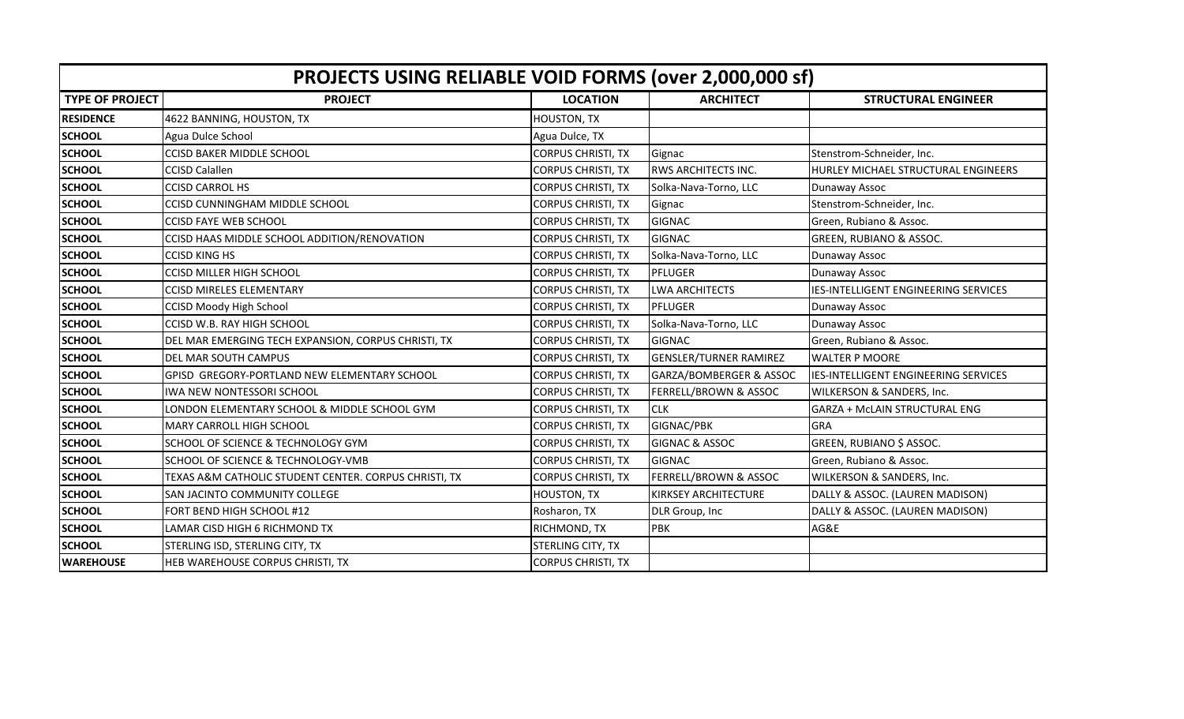# PROJECTS USING RELIABLE VOID FORMS (over 2,000,000 sf)

| TYPE OF PROJECT | PROJECT | LOCATION | ARCHITECT | STRUCTURAL ENGINEER |
|---|---|---|---|---|
| **RESIDENCE** | 4622 BANNING, HOUSTON, TX | HOUSTON, TX | | |
| **SCHOOL** | Agua Dulce School | Agua Dulce, TX | | |
| **SCHOOL** | CCISD BAKER MIDDLE SCHOOL | CORPUS CHRISTI, TX | Gignac | Stenstrom-Schneider, Inc. |
| **SCHOOL** | CCISD Calallen | CORPUS CHRISTI, TX | RWS ARCHITECTS INC. | HURLEY MICHAEL STRUCTURAL ENGINEERS |
| **SCHOOL** | CCISD CARROL HS | CORPUS CHRISTI, TX | Solka-Nava-Torno, LLC | Dunaway Assoc |
| **SCHOOL** | CCISD CUNNINGHAM MIDDLE SCHOOL | CORPUS CHRISTI, TX | Gignac | Stenstrom-Schneider, Inc. |
| **SCHOOL** | CCISD FAYE WEB SCHOOL | CORPUS CHRISTI, TX | GIGNAC | Green, Rubiano & Assoc. |
| **SCHOOL** | CCISD HAAS MIDDLE SCHOOL ADDITION/RENOVATION | CORPUS CHRISTI, TX | GIGNAC | GREEN, RUBIANO & ASSOC. |
| **SCHOOL** | CCISD KING HS | CORPUS CHRISTI, TX | Solka-Nava-Torno, LLC | Dunaway Assoc |
| **SCHOOL** | CCISD MILLER HIGH SCHOOL | CORPUS CHRISTI, TX | PFLUGER | Dunaway Assoc |
| **SCHOOL** | CCISD MIRELES ELEMENTARY | CORPUS CHRISTI, TX | LWA ARCHITECTS | IES-INTELLIGENT ENGINEERING SERVICES |
| **SCHOOL** | CCISD Moody High School | CORPUS CHRISTI, TX | PFLUGER | Dunaway Assoc |
| **SCHOOL** | CCISD W.B. RAY HIGH SCHOOL | CORPUS CHRISTI, TX | Solka-Nava-Torno, LLC | Dunaway Assoc |
| **SCHOOL** | DEL MAR EMERGING TECH EXPANSION, CORPUS CHRISTI, TX | CORPUS CHRISTI, TX | GIGNAC | Green, Rubiano & Assoc. |
| **SCHOOL** | DEL MAR SOUTH CAMPUS | CORPUS CHRISTI, TX | GENSLER/TURNER RAMIREZ | WALTER P MOORE |
| **SCHOOL** | GPISD GREGORY-PORTLAND NEW ELEMENTARY SCHOOL | CORPUS CHRISTI, TX | GARZA/BOMBERGER & ASSOC | IES-INTELLIGENT ENGINEERING SERVICES |
| **SCHOOL** | IWA NEW NONTESSORI SCHOOL | CORPUS CHRISTI, TX | FERRELL/BROWN & ASSOC | WILKERSON & SANDERS, Inc. |
| **SCHOOL** | LONDON ELEMENTARY SCHOOL & MIDDLE SCHOOL GYM | CORPUS CHRISTI, TX | CLK | GARZA + McLAIN STRUCTURAL ENG |
| **SCHOOL** | MARY CARROLL HIGH SCHOOL | CORPUS CHRISTI, TX | GIGNAC/PBK | GRA |
| **SCHOOL** | SCHOOL OF SCIENCE & TECHNOLOGY GYM | CORPUS CHRISTI, TX | GIGNAC & ASSOC | GREEN, RUBIANO $ ASSOC. |
| **SCHOOL** | SCHOOL OF SCIENCE & TECHNOLOGY-VMB | CORPUS CHRISTI, TX | GIGNAC | Green, Rubiano & Assoc. |
| **SCHOOL** | TEXAS A&M CATHOLIC STUDENT CENTER. CORPUS CHRISTI, TX | CORPUS CHRISTI, TX | FERRELL/BROWN & ASSOC | WILKERSON & SANDERS, Inc. |
| **SCHOOL** | SAN JACINTO COMMUNITY COLLEGE | HOUSTON, TX | KIRKSEY ARCHITECTURE | DALLY & ASSOC. (LAUREN MADISON) |
| **SCHOOL** | FORT BEND HIGH SCHOOL #12 | Rosharon, TX | DLR Group, Inc | DALLY & ASSOC. (LAUREN MADISON) |
| **SCHOOL** | LAMAR CISD HIGH 6 RICHMOND TX | RICHMOND, TX | PBK | AG&E |
| **SCHOOL** | STERLING ISD, STERLING CITY, TX | STERLING CITY, TX | | |
| **WAREHOUSE** | HEB WAREHOUSE CORPUS CHRISTI, TX | CORPUS CHRISTI, TX | | |